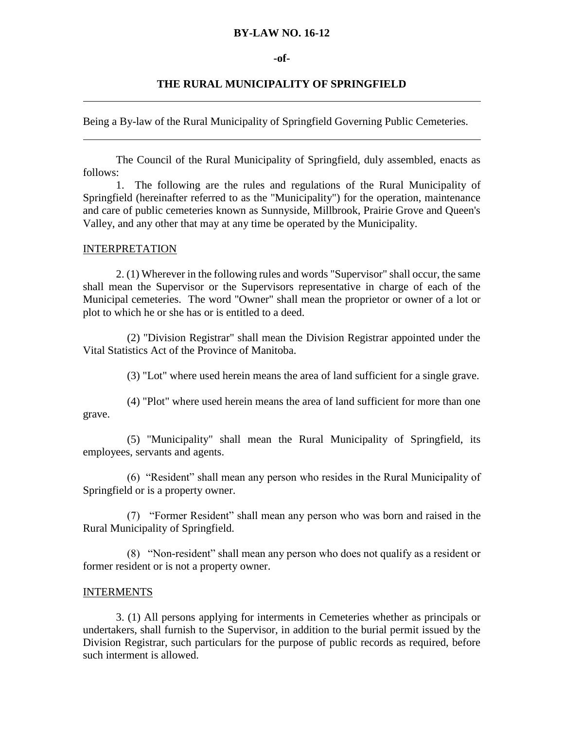**BY-LAW NO. 16-12**

**-of-**

**THE RURAL MUNICIPALITY OF SPRINGFIELD**

---

Being a By-law of the Rural Municipality of Springfield Governing Public Cemeteries.

---

The Council of the Rural Municipality of Springfield, duly assembled, enacts as follows:

1. The following are the rules and regulations of the Rural Municipality of Springfield (hereinafter referred to as the "Municipality") for the operation, maintenance and care of public cemeteries known as Sunnyside, Millbrook, Prairie Grove and Queen's Valley, and any other that may at any time be operated by the Municipality.

INTERPRETATION

2. (1) Wherever in the following rules and words "Supervisor" shall occur, the same shall mean the Supervisor or the Supervisors representative in charge of each of the Municipal cemeteries. The word "Owner" shall mean the proprietor or owner of a lot or plot to which he or she has or is entitled to a deed.

(2) "Division Registrar" shall mean the Division Registrar appointed under the Vital Statistics Act of the Province of Manitoba.

(3) "Lot" where used herein means the area of land sufficient for a single grave.

(4) "Plot" where used herein means the area of land sufficient for more than one grave.

(5) "Municipality" shall mean the Rural Municipality of Springfield, its employees, servants and agents.

(6) "Resident" shall mean any person who resides in the Rural Municipality of Springfield or is a property owner.

(7) "Former Resident" shall mean any person who was born and raised in the Rural Municipality of Springfield.

(8) "Non-resident" shall mean any person who does not qualify as a resident or former resident or is not a property owner.

INTERMENTS

3. (1) All persons applying for interments in Cemeteries whether as principals or undertakers, shall furnish to the Supervisor, in addition to the burial permit issued by the Division Registrar, such particulars for the purpose of public records as required, before such interment is allowed.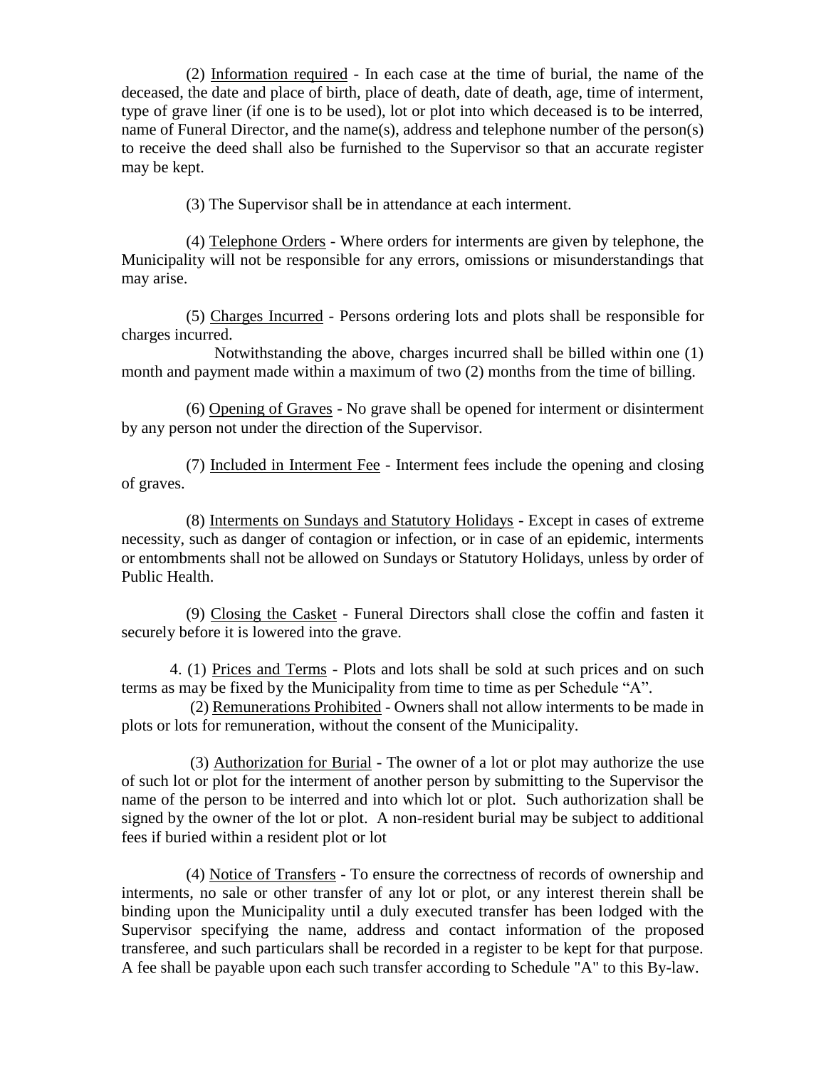(2) Information required - In each case at the time of burial, the name of the deceased, the date and place of birth, place of death, date of death, age, time of interment, type of grave liner (if one is to be used), lot or plot into which deceased is to be interred, name of Funeral Director, and the name(s), address and telephone number of the person(s) to receive the deed shall also be furnished to the Supervisor so that an accurate register may be kept.

(3) The Supervisor shall be in attendance at each interment.

(4) Telephone Orders - Where orders for interments are given by telephone, the Municipality will not be responsible for any errors, omissions or misunderstandings that may arise.

(5) Charges Incurred - Persons ordering lots and plots shall be responsible for charges incurred.

Notwithstanding the above, charges incurred shall be billed within one (1) month and payment made within a maximum of two (2) months from the time of billing.

(6) Opening of Graves - No grave shall be opened for interment or disinterment by any person not under the direction of the Supervisor.

(7) Included in Interment Fee - Interment fees include the opening and closing of graves.

(8) Interments on Sundays and Statutory Holidays - Except in cases of extreme necessity, such as danger of contagion or infection, or in case of an epidemic, interments or entombments shall not be allowed on Sundays or Statutory Holidays, unless by order of Public Health.

(9) Closing the Casket - Funeral Directors shall close the coffin and fasten it securely before it is lowered into the grave.

4. (1) Prices and Terms - Plots and lots shall be sold at such prices and on such terms as may be fixed by the Municipality from time to time as per Schedule "A".

(2) Remunerations Prohibited - Owners shall not allow interments to be made in plots or lots for remuneration, without the consent of the Municipality.

(3) Authorization for Burial - The owner of a lot or plot may authorize the use of such lot or plot for the interment of another person by submitting to the Supervisor the name of the person to be interred and into which lot or plot. Such authorization shall be signed by the owner of the lot or plot. A non-resident burial may be subject to additional fees if buried within a resident plot or lot

(4) Notice of Transfers - To ensure the correctness of records of ownership and interments, no sale or other transfer of any lot or plot, or any interest therein shall be binding upon the Municipality until a duly executed transfer has been lodged with the Supervisor specifying the name, address and contact information of the proposed transferee, and such particulars shall be recorded in a register to be kept for that purpose. A fee shall be payable upon each such transfer according to Schedule "A" to this By-law.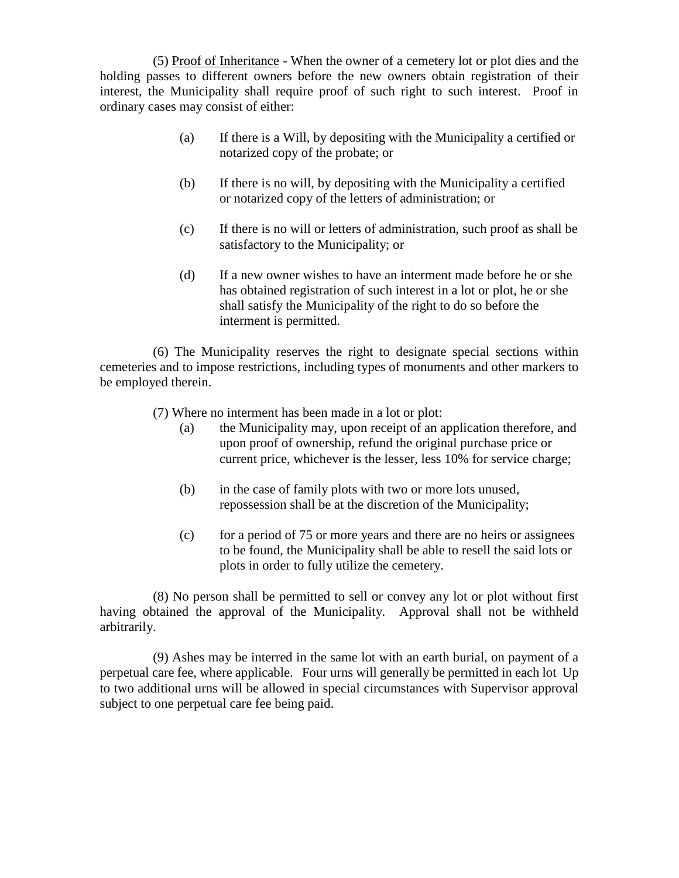(5) Proof of Inheritance - When the owner of a cemetery lot or plot dies and the holding passes to different owners before the new owners obtain registration of their interest, the Municipality shall require proof of such right to such interest. Proof in ordinary cases may consist of either:

(a) If there is a Will, by depositing with the Municipality a certified or notarized copy of the probate; or

(b) If there is no will, by depositing with the Municipality a certified or notarized copy of the letters of administration; or

(c) If there is no will or letters of administration, such proof as shall be satisfactory to the Municipality; or

(d) If a new owner wishes to have an interment made before he or she has obtained registration of such interest in a lot or plot, he or she shall satisfy the Municipality of the right to do so before the interment is permitted.

(6) The Municipality reserves the right to designate special sections within cemeteries and to impose restrictions, including types of monuments and other markers to be employed therein.

(7) Where no interment has been made in a lot or plot:

(a) the Municipality may, upon receipt of an application therefore, and upon proof of ownership, refund the original purchase price or current price, whichever is the lesser, less 10% for service charge;

(b) in the case of family plots with two or more lots unused, repossession shall be at the discretion of the Municipality;

(c) for a period of 75 or more years and there are no heirs or assignees to be found, the Municipality shall be able to resell the said lots or plots in order to fully utilize the cemetery.

(8) No person shall be permitted to sell or convey any lot or plot without first having obtained the approval of the Municipality. Approval shall not be withheld arbitrarily.

(9) Ashes may be interred in the same lot with an earth burial, on payment of a perpetual care fee, where applicable. Four urns will generally be permitted in each lot Up to two additional urns will be allowed in special circumstances with Supervisor approval subject to one perpetual care fee being paid.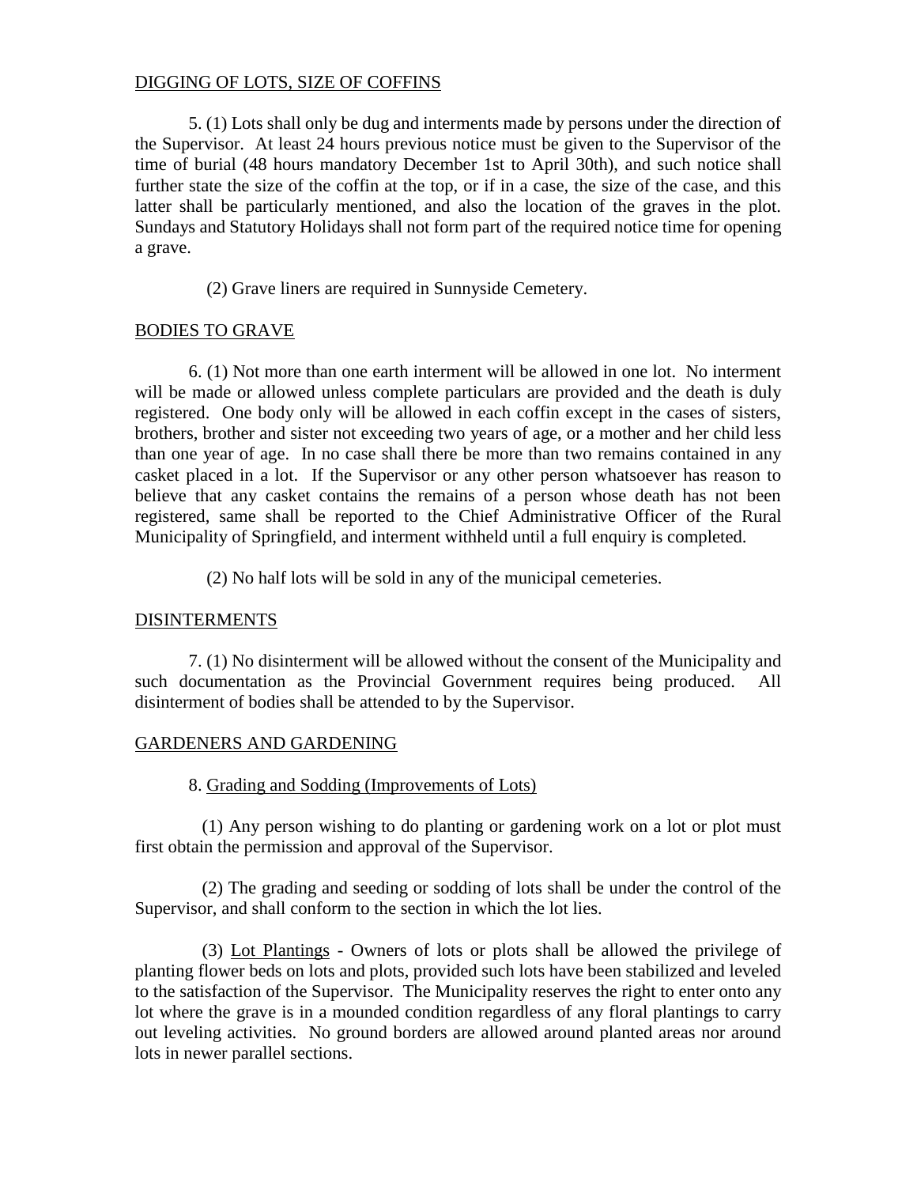DIGGING OF LOTS, SIZE OF COFFINS

5. (1) Lots shall only be dug and interments made by persons under the direction of the Supervisor. At least 24 hours previous notice must be given to the Supervisor of the time of burial (48 hours mandatory December 1st to April 30th), and such notice shall further state the size of the coffin at the top, or if in a case, the size of the case, and this latter shall be particularly mentioned, and also the location of the graves in the plot. Sundays and Statutory Holidays shall not form part of the required notice time for opening a grave.

(2) Grave liners are required in Sunnyside Cemetery.

BODIES TO GRAVE

6. (1) Not more than one earth interment will be allowed in one lot. No interment will be made or allowed unless complete particulars are provided and the death is duly registered. One body only will be allowed in each coffin except in the cases of sisters, brothers, brother and sister not exceeding two years of age, or a mother and her child less than one year of age. In no case shall there be more than two remains contained in any casket placed in a lot. If the Supervisor or any other person whatsoever has reason to believe that any casket contains the remains of a person whose death has not been registered, same shall be reported to the Chief Administrative Officer of the Rural Municipality of Springfield, and interment withheld until a full enquiry is completed.

(2) No half lots will be sold in any of the municipal cemeteries.

DISINTERMENTS

7. (1) No disinterment will be allowed without the consent of the Municipality and such documentation as the Provincial Government requires being produced. All disinterment of bodies shall be attended to by the Supervisor.

GARDENERS AND GARDENING

8. Grading and Sodding (Improvements of Lots)

(1) Any person wishing to do planting or gardening work on a lot or plot must first obtain the permission and approval of the Supervisor.

(2) The grading and seeding or sodding of lots shall be under the control of the Supervisor, and shall conform to the section in which the lot lies.

(3) Lot Plantings - Owners of lots or plots shall be allowed the privilege of planting flower beds on lots and plots, provided such lots have been stabilized and leveled to the satisfaction of the Supervisor. The Municipality reserves the right to enter onto any lot where the grave is in a mounded condition regardless of any floral plantings to carry out leveling activities. No ground borders are allowed around planted areas nor around lots in newer parallel sections.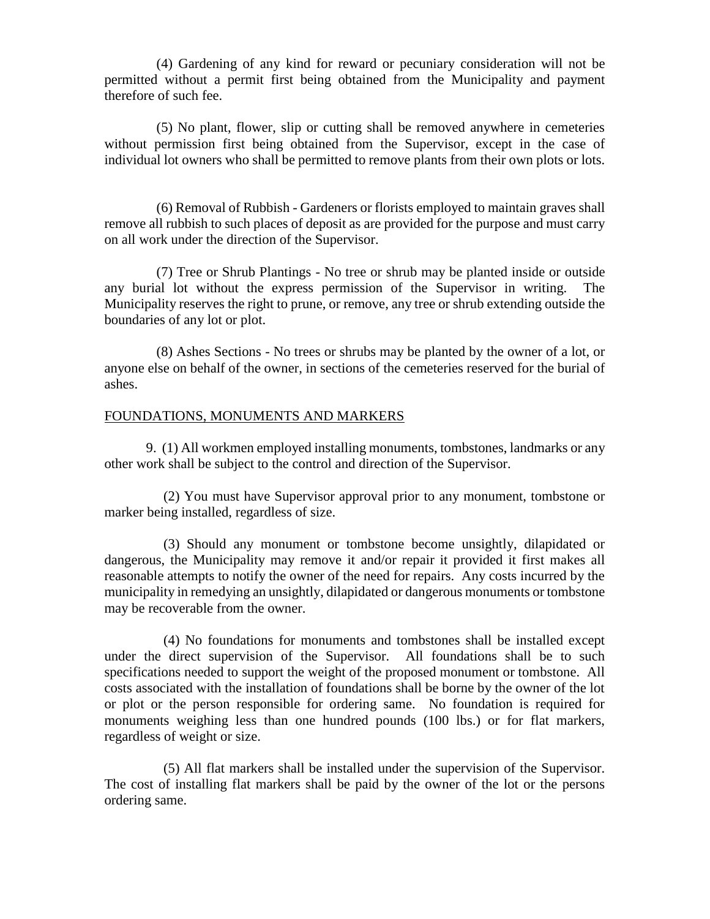(4) Gardening of any kind for reward or pecuniary consideration will not be permitted without a permit first being obtained from the Municipality and payment therefore of such fee.

(5) No plant, flower, slip or cutting shall be removed anywhere in cemeteries without permission first being obtained from the Supervisor, except in the case of individual lot owners who shall be permitted to remove plants from their own plots or lots.

(6) Removal of Rubbish - Gardeners or florists employed to maintain graves shall remove all rubbish to such places of deposit as are provided for the purpose and must carry on all work under the direction of the Supervisor.

(7) Tree or Shrub Plantings - No tree or shrub may be planted inside or outside any burial lot without the express permission of the Supervisor in writing. The Municipality reserves the right to prune, or remove, any tree or shrub extending outside the boundaries of any lot or plot.

(8) Ashes Sections - No trees or shrubs may be planted by the owner of a lot, or anyone else on behalf of the owner, in sections of the cemeteries reserved for the burial of ashes.

## FOUNDATIONS, MONUMENTS AND MARKERS

9. (1) All workmen employed installing monuments, tombstones, landmarks or any other work shall be subject to the control and direction of the Supervisor.

(2) You must have Supervisor approval prior to any monument, tombstone or marker being installed, regardless of size.

(3) Should any monument or tombstone become unsightly, dilapidated or dangerous, the Municipality may remove it and/or repair it provided it first makes all reasonable attempts to notify the owner of the need for repairs. Any costs incurred by the municipality in remedying an unsightly, dilapidated or dangerous monuments or tombstone may be recoverable from the owner.

(4) No foundations for monuments and tombstones shall be installed except under the direct supervision of the Supervisor. All foundations shall be to such specifications needed to support the weight of the proposed monument or tombstone. All costs associated with the installation of foundations shall be borne by the owner of the lot or plot or the person responsible for ordering same. No foundation is required for monuments weighing less than one hundred pounds (100 lbs.) or for flat markers, regardless of weight or size.

(5) All flat markers shall be installed under the supervision of the Supervisor. The cost of installing flat markers shall be paid by the owner of the lot or the persons ordering same.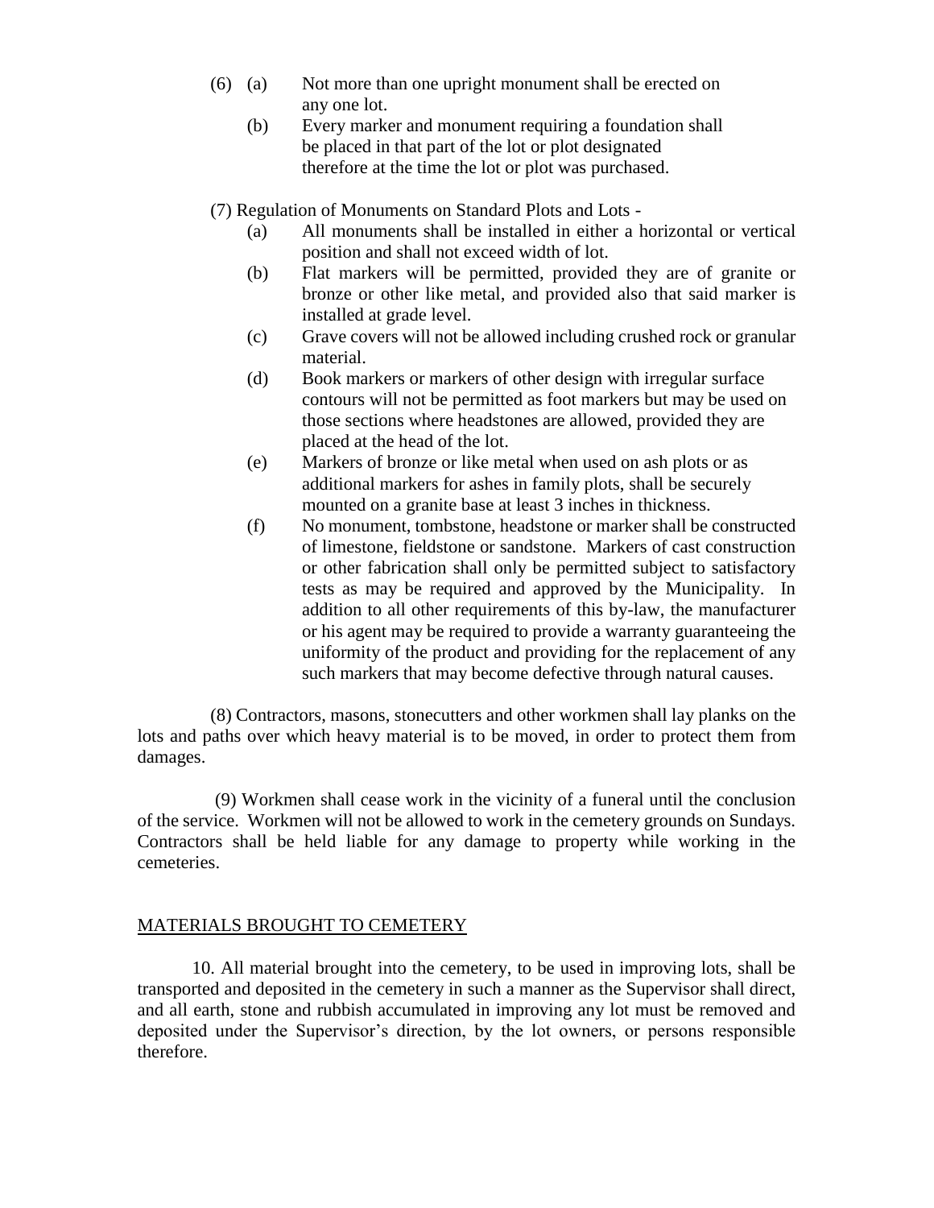(6) (a) Not more than one upright monument shall be erected on any one lot.

(b) Every marker and monument requiring a foundation shall be placed in that part of the lot or plot designated therefore at the time the lot or plot was purchased.

(7) Regulation of Monuments on Standard Plots and Lots -

(a) All monuments shall be installed in either a horizontal or vertical position and shall not exceed width of lot.

(b) Flat markers will be permitted, provided they are of granite or bronze or other like metal, and provided also that said marker is installed at grade level.

(c) Grave covers will not be allowed including crushed rock or granular material.

(d) Book markers or markers of other design with irregular surface contours will not be permitted as foot markers but may be used on those sections where headstones are allowed, provided they are placed at the head of the lot.

(e) Markers of bronze or like metal when used on ash plots or as additional markers for ashes in family plots, shall be securely mounted on a granite base at least 3 inches in thickness.

(f) No monument, tombstone, headstone or marker shall be constructed of limestone, fieldstone or sandstone. Markers of cast construction or other fabrication shall only be permitted subject to satisfactory tests as may be required and approved by the Municipality. In addition to all other requirements of this by-law, the manufacturer or his agent may be required to provide a warranty guaranteeing the uniformity of the product and providing for the replacement of any such markers that may become defective through natural causes.

(8) Contractors, masons, stonecutters and other workmen shall lay planks on the lots and paths over which heavy material is to be moved, in order to protect them from damages.

(9) Workmen shall cease work in the vicinity of a funeral until the conclusion of the service. Workmen will not be allowed to work in the cemetery grounds on Sundays. Contractors shall be held liable for any damage to property while working in the cemeteries.

## MATERIALS BROUGHT TO CEMETERY

10. All material brought into the cemetery, to be used in improving lots, shall be transported and deposited in the cemetery in such a manner as the Supervisor shall direct, and all earth, stone and rubbish accumulated in improving any lot must be removed and deposited under the Supervisor's direction, by the lot owners, or persons responsible therefore.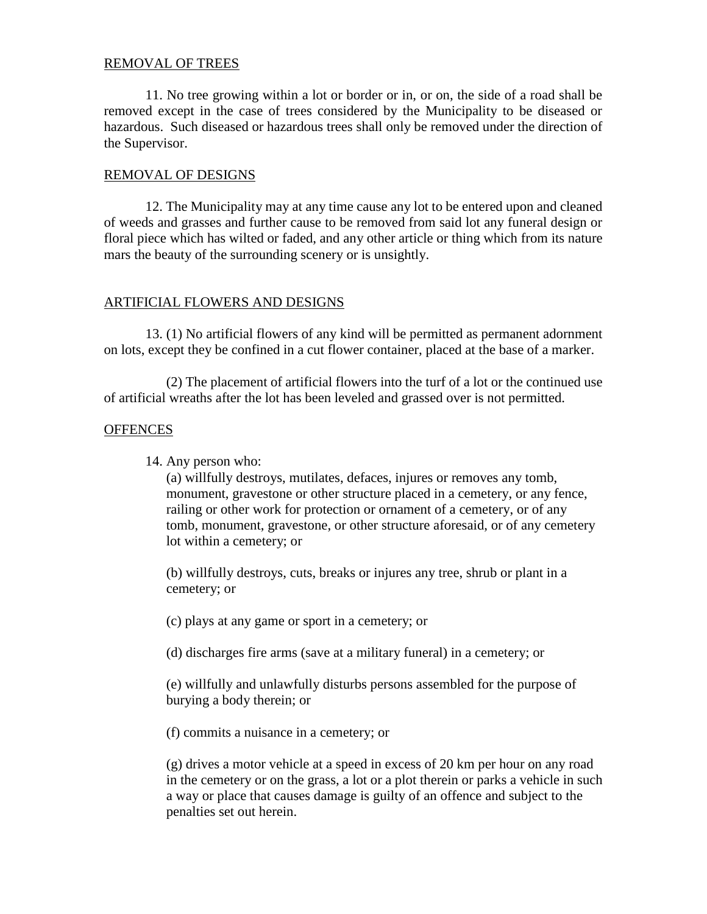## REMOVAL OF TREES

11. No tree growing within a lot or border or in, or on, the side of a road shall be removed except in the case of trees considered by the Municipality to be diseased or hazardous. Such diseased or hazardous trees shall only be removed under the direction of the Supervisor.

## REMOVAL OF DESIGNS

12. The Municipality may at any time cause any lot to be entered upon and cleaned of weeds and grasses and further cause to be removed from said lot any funeral design or floral piece which has wilted or faded, and any other article or thing which from its nature mars the beauty of the surrounding scenery or is unsightly.

## ARTIFICIAL FLOWERS AND DESIGNS

13. (1) No artificial flowers of any kind will be permitted as permanent adornment on lots, except they be confined in a cut flower container, placed at the base of a marker.

(2) The placement of artificial flowers into the turf of a lot or the continued use of artificial wreaths after the lot has been leveled and grassed over is not permitted.

## OFFENCES

14. Any person who:

(a) willfully destroys, mutilates, defaces, injures or removes any tomb, monument, gravestone or other structure placed in a cemetery, or any fence, railing or other work for protection or ornament of a cemetery, or of any tomb, monument, gravestone, or other structure aforesaid, or of any cemetery lot within a cemetery; or

(b) willfully destroys, cuts, breaks or injures any tree, shrub or plant in a cemetery; or

(c) plays at any game or sport in a cemetery; or

(d) discharges fire arms (save at a military funeral) in a cemetery; or

(e) willfully and unlawfully disturbs persons assembled for the purpose of burying a body therein; or

(f) commits a nuisance in a cemetery; or

(g) drives a motor vehicle at a speed in excess of 20 km per hour on any road in the cemetery or on the grass, a lot or a plot therein or parks a vehicle in such a way or place that causes damage is guilty of an offence and subject to the penalties set out herein.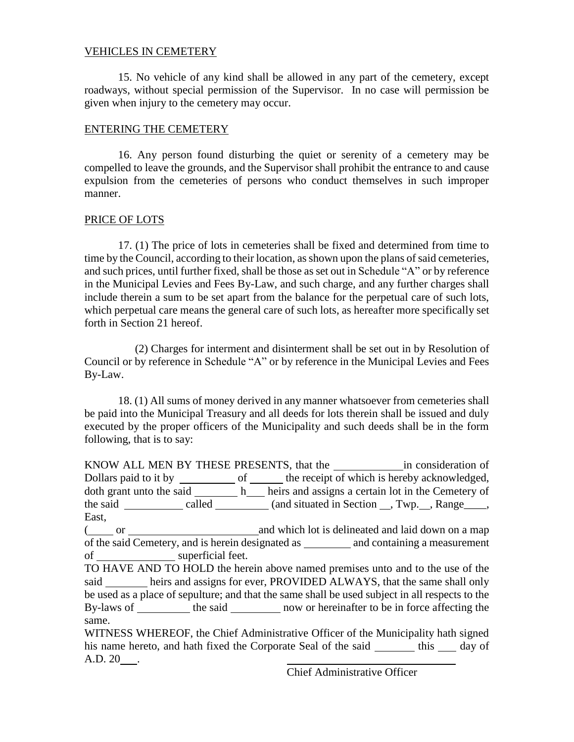VEHICLES IN CEMETERY

15. No vehicle of any kind shall be allowed in any part of the cemetery, except roadways, without special permission of the Supervisor. In no case will permission be given when injury to the cemetery may occur.

ENTERING THE CEMETERY

16. Any person found disturbing the quiet or serenity of a cemetery may be compelled to leave the grounds, and the Supervisor shall prohibit the entrance to and cause expulsion from the cemeteries of persons who conduct themselves in such improper manner.

PRICE OF LOTS

17. (1) The price of lots in cemeteries shall be fixed and determined from time to time by the Council, according to their location, as shown upon the plans of said cemeteries, and such prices, until further fixed, shall be those as set out in Schedule "A" or by reference in the Municipal Levies and Fees By-Law, and such charge, and any further charges shall include therein a sum to be set apart from the balance for the perpetual care of such lots, which perpetual care means the general care of such lots, as hereafter more specifically set forth in Section 21 hereof.

(2) Charges for interment and disinterment shall be set out in by Resolution of Council or by reference in Schedule "A" or by reference in the Municipal Levies and Fees By-Law.

18. (1) All sums of money derived in any manner whatsoever from cemeteries shall be paid into the Municipal Treasury and all deeds for lots therein shall be issued and duly executed by the proper officers of the Municipality and such deeds shall be in the form following, that is to say:

KNOW ALL MEN BY THESE PRESENTS, that the ____________ in consideration of Dollars paid to it by __________ of ______ the receipt of which is hereby acknowledged, doth grant unto the said ________ h___ heirs and assigns a certain lot in the Cemetery of the said __________ called _________ (and situated in Section __, Twp.__, Range____, East,
(_____ or _______________________ and which lot is delineated and laid down on a map of the said Cemetery, and is herein designated as ________ and containing a measurement of ______________ superficial feet.
TO HAVE AND TO HOLD the herein above named premises unto and to the use of the said _______ heirs and assigns for ever, PROVIDED ALWAYS, that the same shall only be used as a place of sepulture; and that the same shall be used subject in all respects to the By-laws of _________ the said _________ now or hereinafter to be in force affecting the same.
WITNESS WHEREOF, the Chief Administrative Officer of the Municipality hath signed his name hereto, and hath fixed the Corporate Seal of the said _______ this ___ day of A.D. 20___.

________________________________
Chief Administrative Officer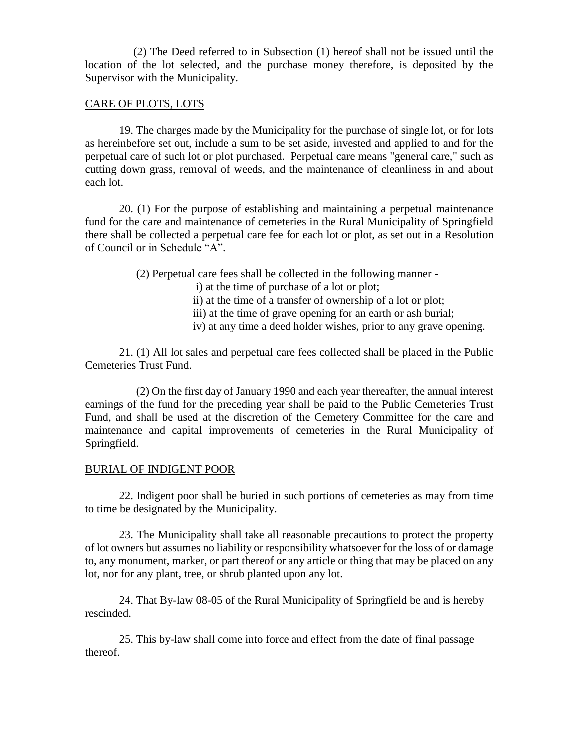(2) The Deed referred to in Subsection (1) hereof shall not be issued until the location of the lot selected, and the purchase money therefore, is deposited by the Supervisor with the Municipality.

## CARE OF PLOTS, LOTS

19. The charges made by the Municipality for the purchase of single lot, or for lots as hereinbefore set out, include a sum to be set aside, invested and applied to and for the perpetual care of such lot or plot purchased. Perpetual care means "general care," such as cutting down grass, removal of weeds, and the maintenance of cleanliness in and about each lot.

20. (1) For the purpose of establishing and maintaining a perpetual maintenance fund for the care and maintenance of cemeteries in the Rural Municipality of Springfield there shall be collected a perpetual care fee for each lot or plot, as set out in a Resolution of Council or in Schedule "A".

(2) Perpetual care fees shall be collected in the following manner -

i) at the time of purchase of a lot or plot;
ii) at the time of a transfer of ownership of a lot or plot;
iii) at the time of grave opening for an earth or ash burial;
iv) at any time a deed holder wishes, prior to any grave opening.

21. (1) All lot sales and perpetual care fees collected shall be placed in the Public Cemeteries Trust Fund.

(2) On the first day of January 1990 and each year thereafter, the annual interest earnings of the fund for the preceding year shall be paid to the Public Cemeteries Trust Fund, and shall be used at the discretion of the Cemetery Committee for the care and maintenance and capital improvements of cemeteries in the Rural Municipality of Springfield.

## BURIAL OF INDIGENT POOR

22. Indigent poor shall be buried in such portions of cemeteries as may from time to time be designated by the Municipality.

23. The Municipality shall take all reasonable precautions to protect the property of lot owners but assumes no liability or responsibility whatsoever for the loss of or damage to, any monument, marker, or part thereof or any article or thing that may be placed on any lot, nor for any plant, tree, or shrub planted upon any lot.

24. That By-law 08-05 of the Rural Municipality of Springfield be and is hereby rescinded.

25. This by-law shall come into force and effect from the date of final passage thereof.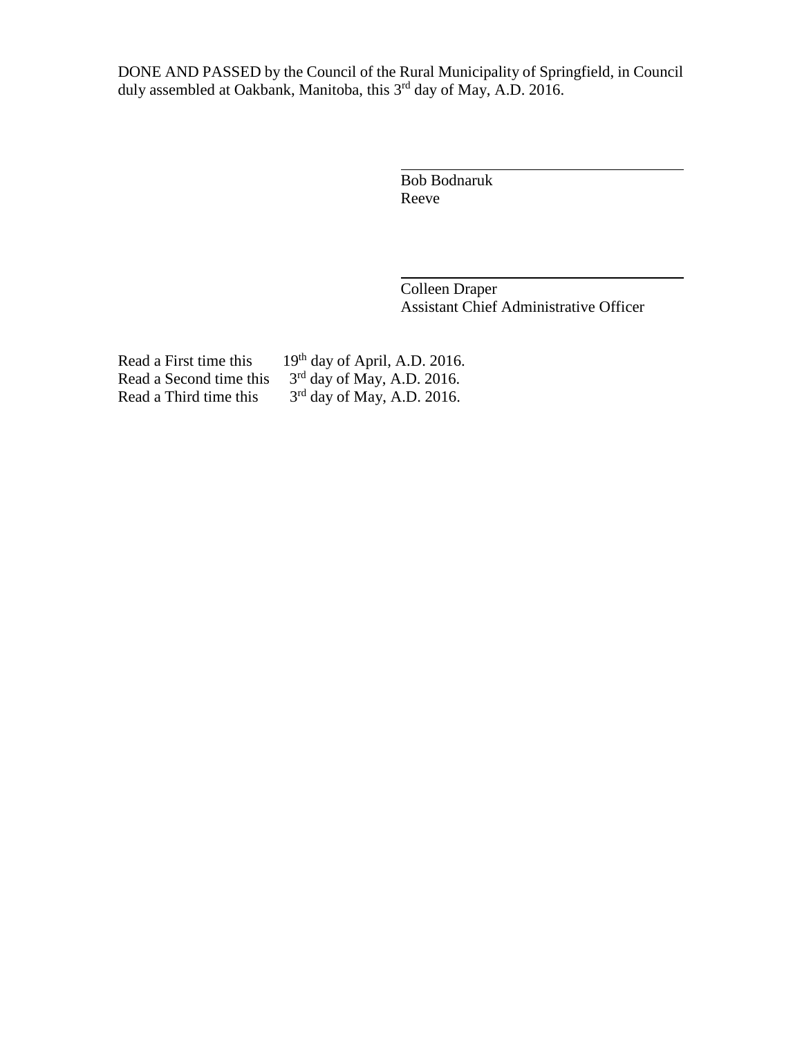DONE AND PASSED by the Council of the Rural Municipality of Springfield, in Council duly assembled at Oakbank, Manitoba, this 3rd day of May, A.D. 2016.

\_\_\_\_\_\_\_\_\_\_\_\_\_\_\_\_\_\_\_\_\_\_\_\_\_\_\_\_\_\_\_\_\_\_\_\_

Bob Bodnaruk
Reeve

\_\_\_\_\_\_\_\_\_\_\_\_\_\_\_\_\_\_\_\_\_\_\_\_\_\_\_\_\_\_\_\_\_\_\_\_

Colleen Draper
Assistant Chief Administrative Officer

Read a First time this 19th day of April, A.D. 2016.
Read a Second time this 3rd day of May, A.D. 2016.
Read a Third time this 3rd day of May, A.D. 2016.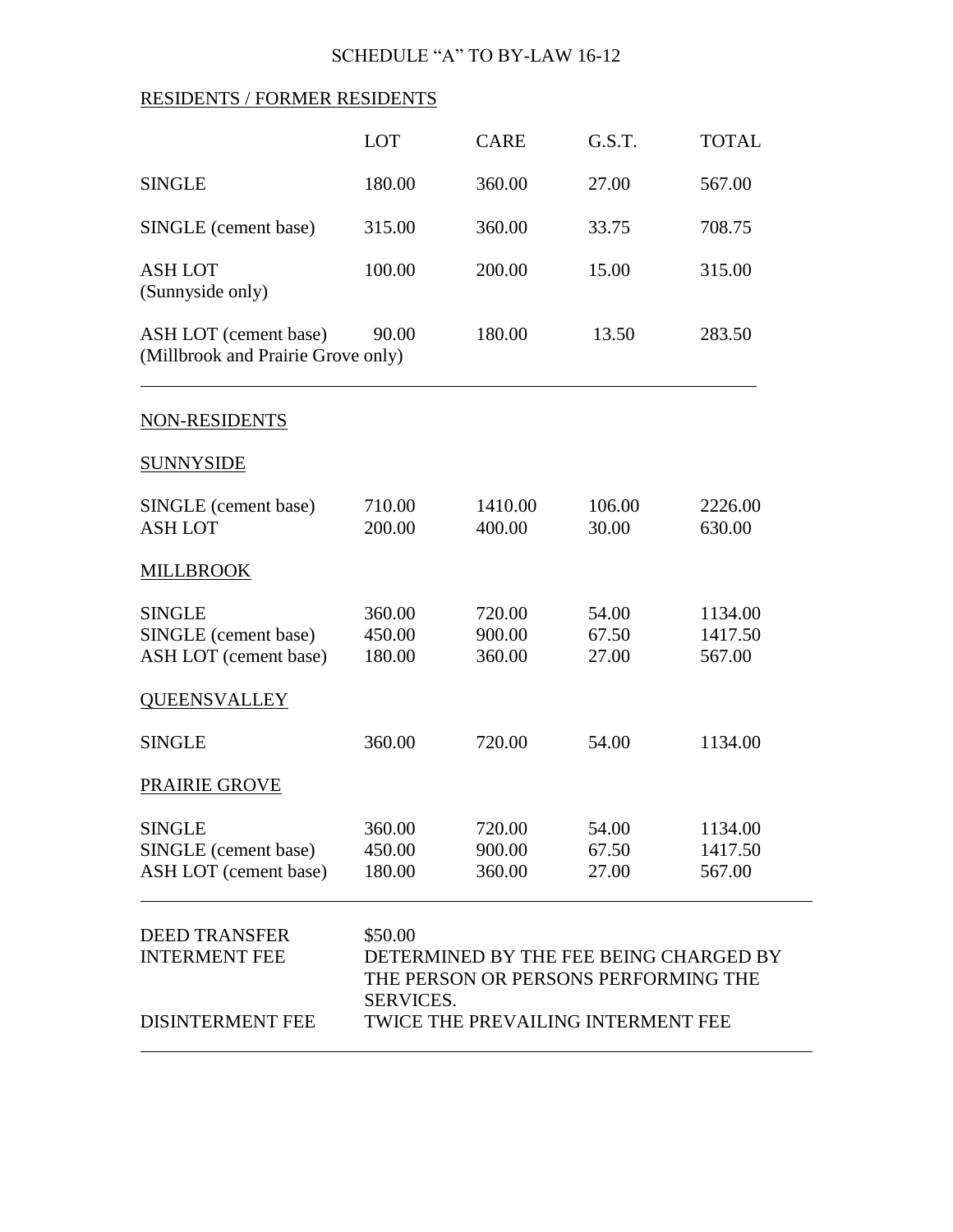# SCHEDULE "A" TO BY-LAW 16-12

## RESIDENTS / FORMER RESIDENTS

| | LOT | CARE | G.S.T. | TOTAL |
|---|---|---|---|---|
| SINGLE | 180.00 | 360.00 | 27.00 | 567.00 |
| SINGLE (cement base) | 315.00 | 360.00 | 33.75 | 708.75 |
| ASH LOT (Sunnyside only) | 100.00 | 200.00 | 15.00 | 315.00 |
| ASH LOT (cement base) (Millbrook and Prairie Grove only) | 90.00 | 180.00 | 13.50 | 283.50 |

## NON-RESIDENTS

### SUNNYSIDE

| | LOT | CARE | G.S.T. | TOTAL |
|---|---|---|---|---|
| SINGLE (cement base) | 710.00 | 1410.00 | 106.00 | 2226.00 |
| ASH LOT | 200.00 | 400.00 | 30.00 | 630.00 |

### MILLBROOK

| | LOT | CARE | G.S.T. | TOTAL |
|---|---|---|---|---|
| SINGLE | 360.00 | 720.00 | 54.00 | 1134.00 |
| SINGLE (cement base) | 450.00 | 900.00 | 67.50 | 1417.50 |
| ASH LOT (cement base) | 180.00 | 360.00 | 27.00 | 567.00 |

### QUEENSVALLEY

| | LOT | CARE | G.S.T. | TOTAL |
|---|---|---|---|---|
| SINGLE | 360.00 | 720.00 | 54.00 | 1134.00 |

### PRAIRIE GROVE

| | LOT | CARE | G.S.T. | TOTAL |
|---|---|---|---|---|
| SINGLE | 360.00 | 720.00 | 54.00 | 1134.00 |
| SINGLE (cement base) | 450.00 | 900.00 | 67.50 | 1417.50 |
| ASH LOT (cement base) | 180.00 | 360.00 | 27.00 | 567.00 |

| | |
|---|---|
| DEED TRANSFER | $50.00 |
| INTERMENT FEE | DETERMINED BY THE FEE BEING CHARGED BY THE PERSON OR PERSONS PERFORMING THE SERVICES. |
| DISINTERMENT FEE | TWICE THE PREVAILING INTERMENT FEE |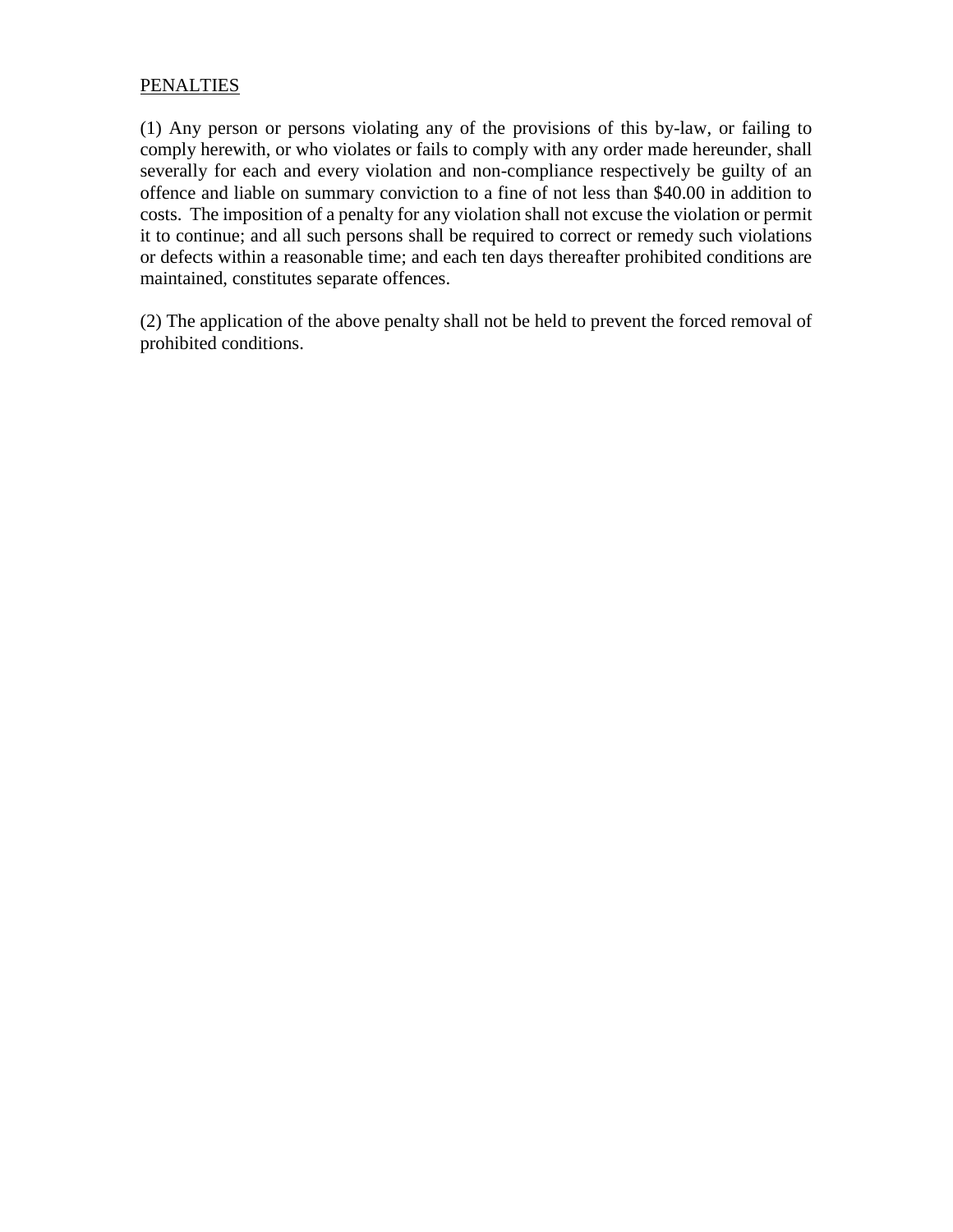## PENALTIES

(1) Any person or persons violating any of the provisions of this by-law, or failing to comply herewith, or who violates or fails to comply with any order made hereunder, shall severally for each and every violation and non-compliance respectively be guilty of an offence and liable on summary conviction to a fine of not less than $40.00 in addition to costs. The imposition of a penalty for any violation shall not excuse the violation or permit it to continue; and all such persons shall be required to correct or remedy such violations or defects within a reasonable time; and each ten days thereafter prohibited conditions are maintained, constitutes separate offences.

(2) The application of the above penalty shall not be held to prevent the forced removal of prohibited conditions.